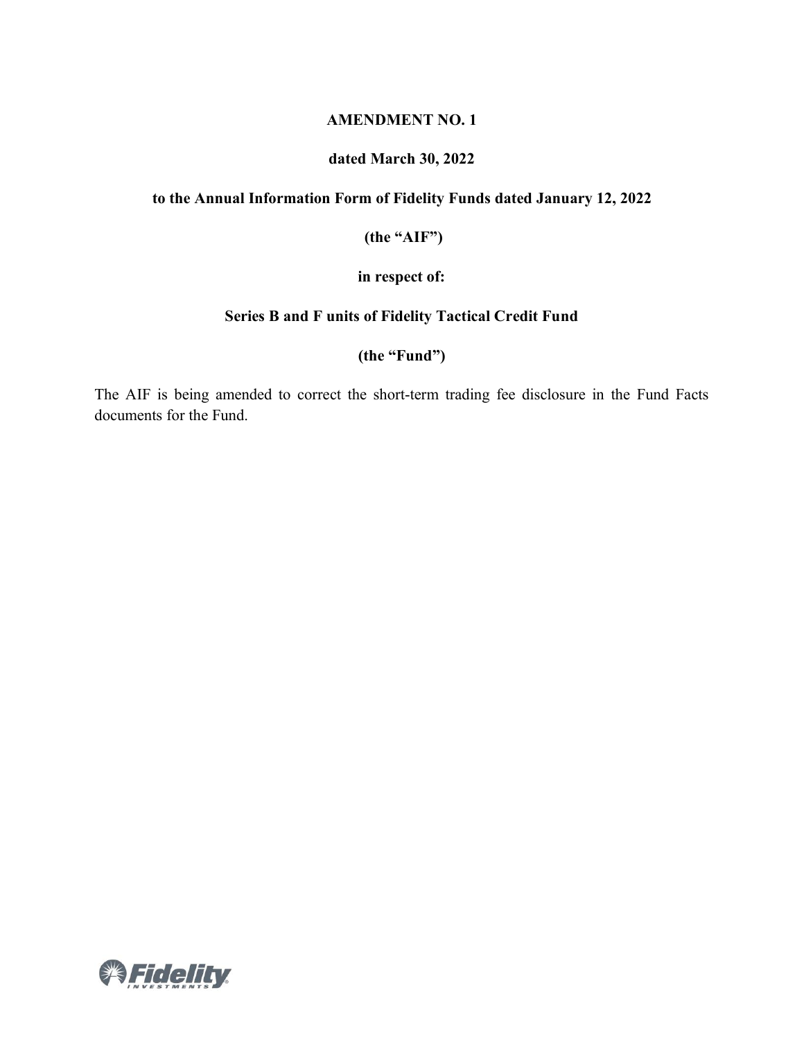**AMENDMENT NO. 1**

**dated March 30, 2022**

**to the Annual Information Form of Fidelity Funds dated January 12, 2022**

**(the "AIF")**

**in respect of:**

**Series B and F units of Fidelity Tactical Credit Fund**

**(the "Fund")**

The AIF is being amended to correct the short-term trading fee disclosure in the Fund Facts documents for the Fund.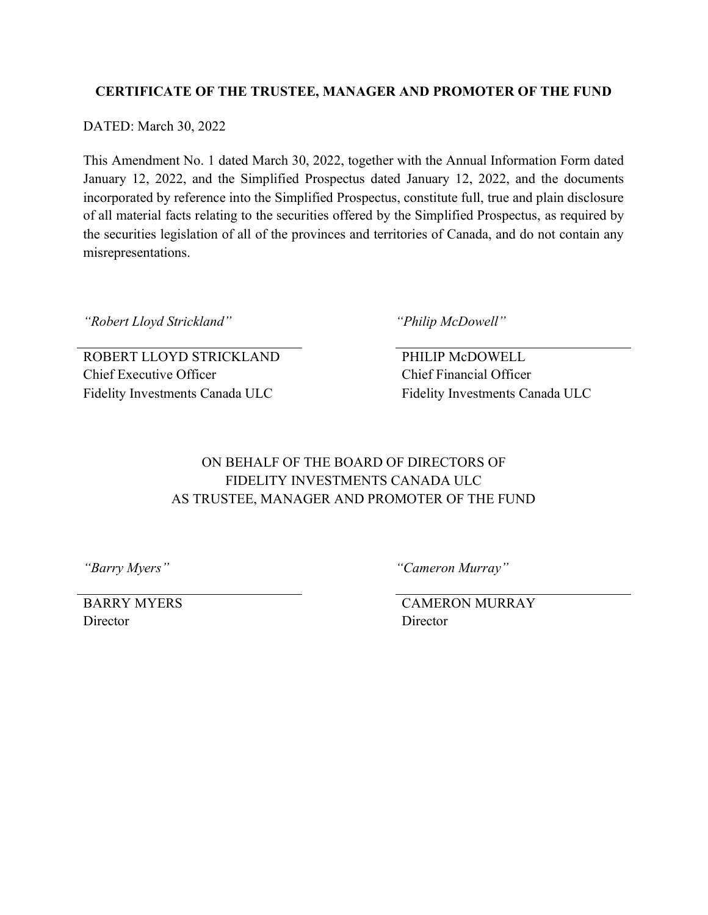## CERTIFICATE OF THE TRUSTEE, MANAGER AND PROMOTER OF THE FUND

DATED: March 30, 2022

This Amendment No. 1 dated March 30, 2022, together with the Annual Information Form dated January 12, 2022, and the Simplified Prospectus dated January 12, 2022, and the documents incorporated by reference into the Simplified Prospectus, constitute full, true and plain disclosure of all material facts relating to the securities offered by the Simplified Prospectus, as required by the securities legislation of all of the provinces and territories of Canada, and do not contain any misrepresentations.

*"Robert Lloyd Strickland"*

ROBERT LLOYD STRICKLAND
Chief Executive Officer
Fidelity Investments Canada ULC

*"Philip McDowell"*

PHILIP McDOWELL
Chief Financial Officer
Fidelity Investments Canada ULC

ON BEHALF OF THE BOARD OF DIRECTORS OF
FIDELITY INVESTMENTS CANADA ULC
AS TRUSTEE, MANAGER AND PROMOTER OF THE FUND

*"Barry Myers"*

BARRY MYERS
Director

*"Cameron Murray"*

CAMERON MURRAY
Director